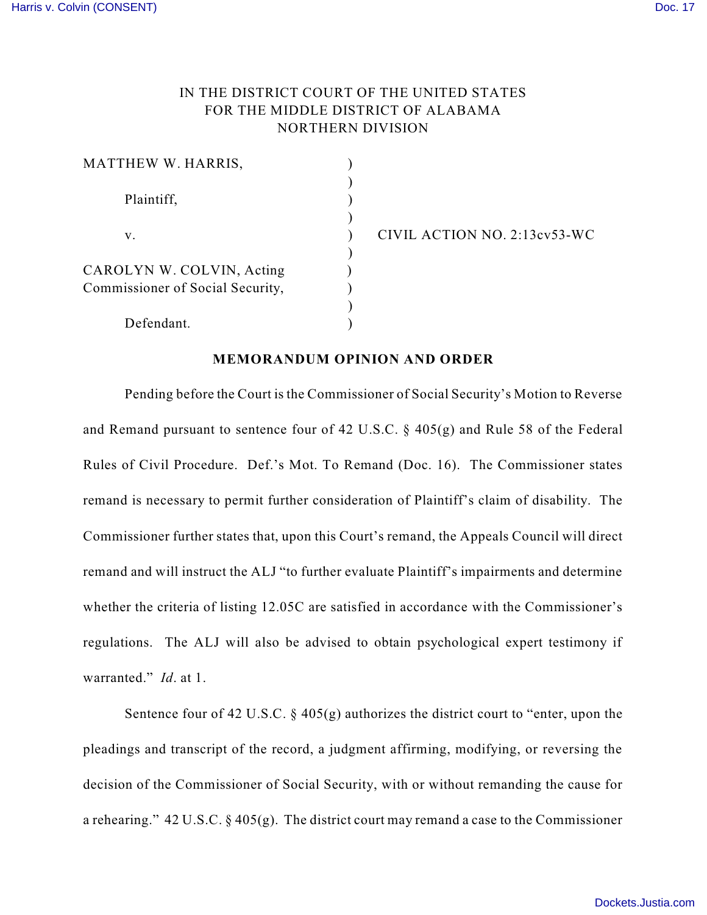IN THE DISTRICT COURT OF THE UNITED STATES
FOR THE MIDDLE DISTRICT OF ALABAMA
NORTHERN DIVISION

MATTHEW W. HARRIS, )
)
Plaintiff, )
)
v. ) CIVIL ACTION NO. 2:13cv53-WC
)
CAROLYN W. COLVIN, Acting )
Commissioner of Social Security, )
)
Defendant. )

**MEMORANDUM OPINION AND ORDER**

Pending before the Court is the Commissioner of Social Security's Motion to Reverse and Remand pursuant to sentence four of 42 U.S.C. § 405(g) and Rule 58 of the Federal Rules of Civil Procedure. Def.'s Mot. To Remand (Doc. 16). The Commissioner states remand is necessary to permit further consideration of Plaintiff's claim of disability. The Commissioner further states that, upon this Court's remand, the Appeals Council will direct remand and will instruct the ALJ "to further evaluate Plaintiff's impairments and determine whether the criteria of listing 12.05C are satisfied in accordance with the Commissioner's regulations. The ALJ will also be advised to obtain psychological expert testimony if warranted." *Id*. at 1.

Sentence four of 42 U.S.C. § 405(g) authorizes the district court to "enter, upon the pleadings and transcript of the record, a judgment affirming, modifying, or reversing the decision of the Commissioner of Social Security, with or without remanding the cause for a rehearing." 42 U.S.C. § 405(g). The district court may remand a case to the Commissioner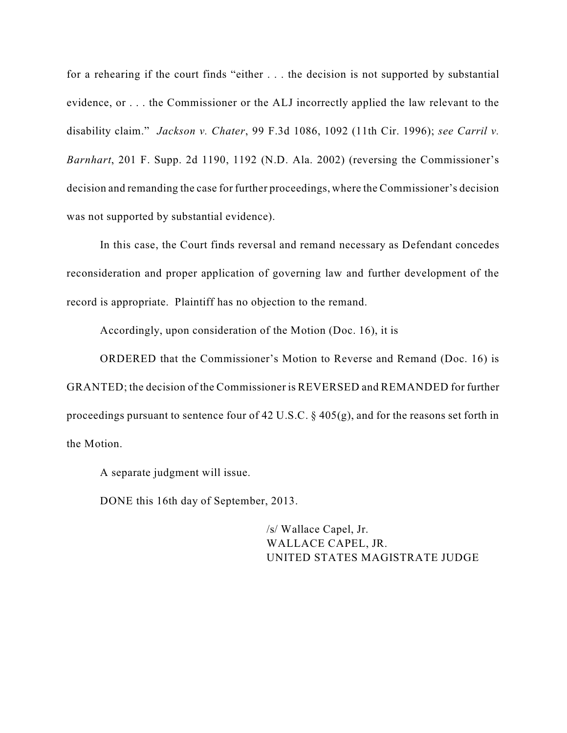for a rehearing if the court finds "either . . . the decision is not supported by substantial evidence, or . . . the Commissioner or the ALJ incorrectly applied the law relevant to the disability claim." *Jackson v. Chater*, 99 F.3d 1086, 1092 (11th Cir. 1996); *see Carril v. Barnhart*, 201 F. Supp. 2d 1190, 1192 (N.D. Ala. 2002) (reversing the Commissioner's decision and remanding the case for further proceedings, where the Commissioner's decision was not supported by substantial evidence).

In this case, the Court finds reversal and remand necessary as Defendant concedes reconsideration and proper application of governing law and further development of the record is appropriate. Plaintiff has no objection to the remand.

Accordingly, upon consideration of the Motion (Doc. 16), it is

ORDERED that the Commissioner's Motion to Reverse and Remand (Doc. 16) is GRANTED; the decision of the Commissioner is REVERSED and REMANDED for further proceedings pursuant to sentence four of 42 U.S.C. § 405(g), and for the reasons set forth in the Motion.

A separate judgment will issue.

DONE this 16th day of September, 2013.

/s/ Wallace Capel, Jr.
WALLACE CAPEL, JR.
UNITED STATES MAGISTRATE JUDGE